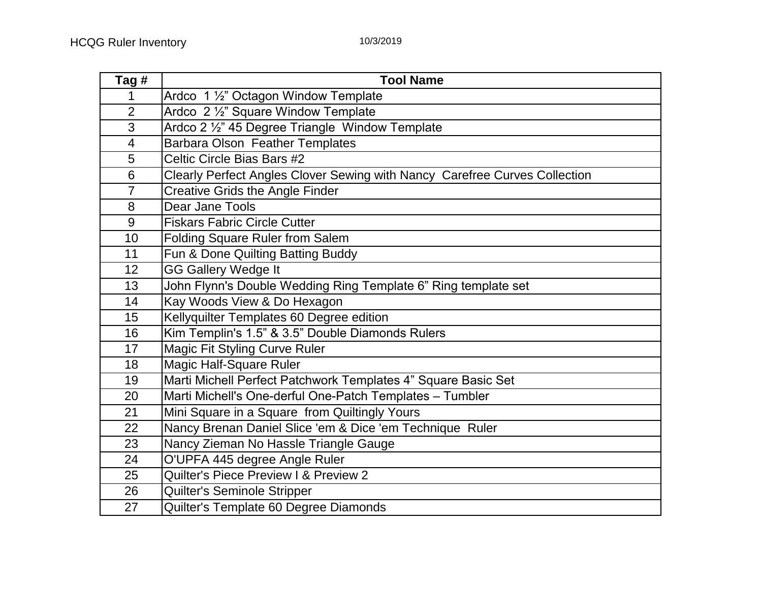HCQG Ruler Inventory 10/3/2019

| Tag # | Tool Name |
|---|---|
| 1 | Ardco  1 ½" Octagon Window Template |
| 2 | Ardco  2 ½" Square Window Template |
| 3 | Ardco 2 ½" 45 Degree Triangle  Window Template |
| 4 | Barbara Olson  Feather Templates |
| 5 | Celtic Circle Bias Bars #2 |
| 6 | Clearly Perfect Angles Clover Sewing with Nancy  Carefree Curves Collection |
| 7 | Creative Grids the Angle Finder |
| 8 | Dear Jane Tools |
| 9 | Fiskars Fabric Circle Cutter |
| 10 | Folding Square Ruler from Salem |
| 11 | Fun & Done Quilting Batting Buddy |
| 12 | GG Gallery Wedge It |
| 13 | John Flynn's Double Wedding Ring Template 6" Ring template set |
| 14 | Kay Woods View & Do Hexagon |
| 15 | Kellyquilter Templates 60 Degree edition |
| 16 | Kim Templin's 1.5" & 3.5" Double Diamonds Rulers |
| 17 | Magic Fit Styling Curve Ruler |
| 18 | Magic Half-Square Ruler |
| 19 | Marti Michell Perfect Patchwork Templates 4" Square Basic Set |
| 20 | Marti Michell's One-derful One-Patch Templates – Tumbler |
| 21 | Mini Square in a Square  from Quiltingly Yours |
| 22 | Nancy Brenan Daniel Slice 'em & Dice 'em Technique  Ruler |
| 23 | Nancy Zieman No Hassle Triangle Gauge |
| 24 | O'UPFA 445 degree Angle Ruler |
| 25 | Quilter's Piece Preview I & Preview 2 |
| 26 | Quilter's Seminole Stripper |
| 27 | Quilter's Template 60 Degree Diamonds |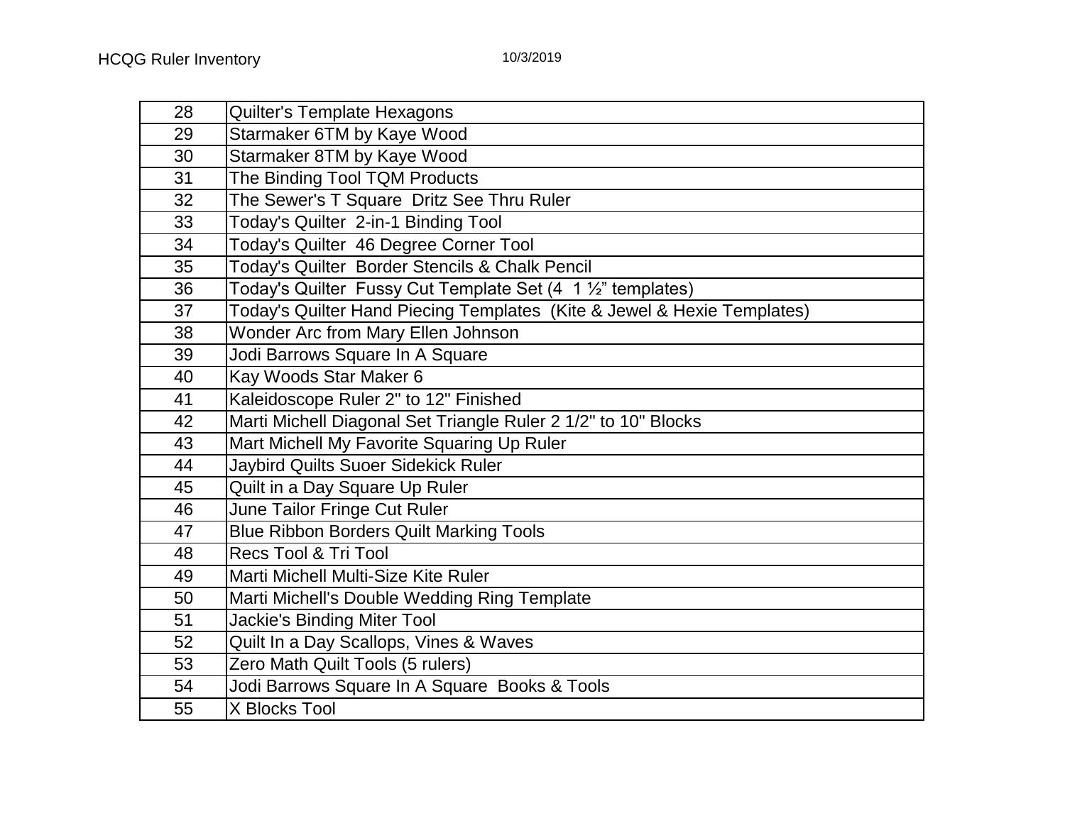| 28 | Quilter's Template Hexagons |
|---|---|
| 29 | Starmaker 6TM by Kaye Wood |
| 30 | Starmaker 8TM by Kaye Wood |
| 31 | The Binding Tool TQM Products |
| 32 | The Sewer's T Square  Dritz See Thru Ruler |
| 33 | Today's Quilter  2-in-1 Binding Tool |
| 34 | Today's Quilter  46 Degree Corner Tool |
| 35 | Today's Quilter  Border Stencils & Chalk Pencil |
| 36 | Today's Quilter  Fussy Cut Template Set (4  1 ½" templates) |
| 37 | Today's Quilter Hand Piecing Templates  (Kite & Jewel & Hexie Templates) |
| 38 | Wonder Arc from Mary Ellen Johnson |
| 39 | Jodi Barrows Square In A Square |
| 40 | Kay Woods Star Maker 6 |
| 41 | Kaleidoscope Ruler 2" to 12" Finished |
| 42 | Marti Michell Diagonal Set Triangle Ruler 2 1/2" to 10" Blocks |
| 43 | Mart Michell My Favorite Squaring Up Ruler |
| 44 | Jaybird Quilts Suoer Sidekick Ruler |
| 45 | Quilt in a Day Square Up Ruler |
| 46 | June Tailor Fringe Cut Ruler |
| 47 | Blue Ribbon Borders Quilt Marking Tools |
| 48 | Recs Tool & Tri Tool |
| 49 | Marti Michell Multi-Size Kite Ruler |
| 50 | Marti Michell's Double Wedding Ring Template |
| 51 | Jackie's Binding Miter Tool |
| 52 | Quilt In a Day Scallops, Vines & Waves |
| 53 | Zero Math Quilt Tools (5 rulers) |
| 54 | Jodi Barrows Square In A Square  Books & Tools |
| 55 | X Blocks Tool |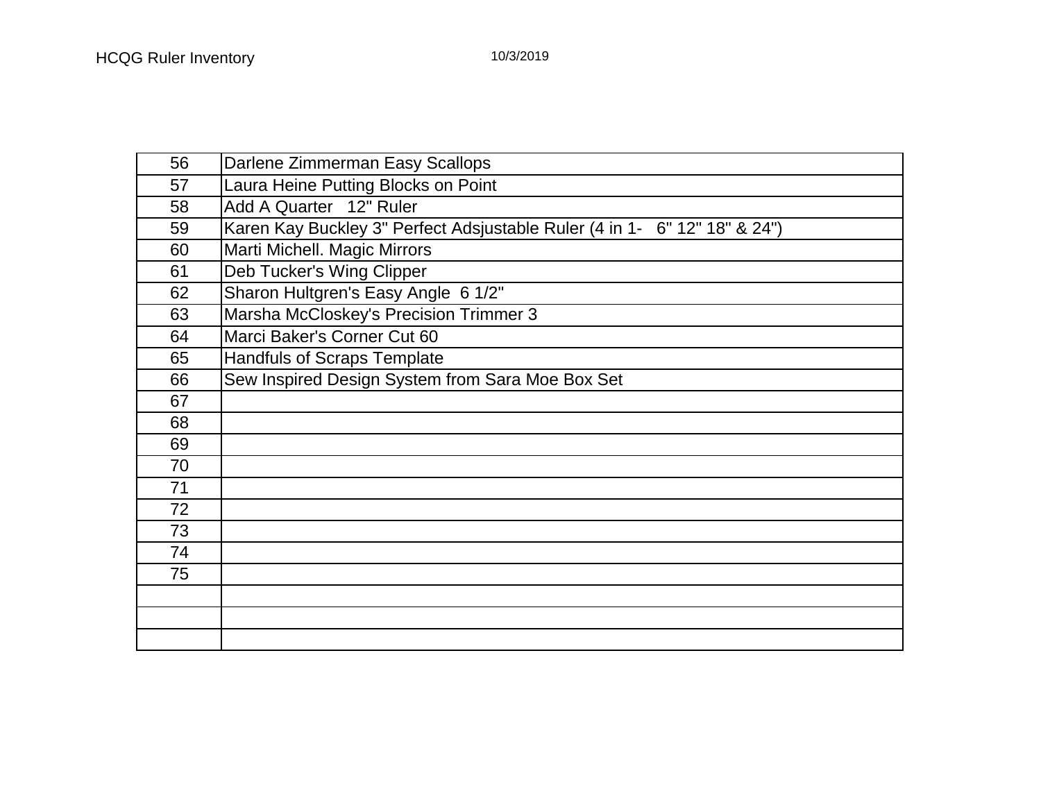| | |
|---|---|
| 56 | Darlene Zimmerman Easy Scallops |
| 57 | Laura Heine Putting Blocks on Point |
| 58 | Add A Quarter 12" Ruler |
| 59 | Karen Kay Buckley 3" Perfect Adsjustable Ruler (4 in 1- 6" 12" 18" & 24") |
| 60 | Marti Michell. Magic Mirrors |
| 61 | Deb Tucker's Wing Clipper |
| 62 | Sharon Hultgren's Easy Angle 6 1/2" |
| 63 | Marsha McCloskey's Precision Trimmer 3 |
| 64 | Marci Baker's Corner Cut 60 |
| 65 | Handfuls of Scraps Template |
| 66 | Sew Inspired Design System from Sara Moe Box Set |
| 67 | |
| 68 | |
| 69 | |
| 70 | |
| 71 | |
| 72 | |
| 73 | |
| 74 | |
| 75 | |
| | |
| | |
| | |